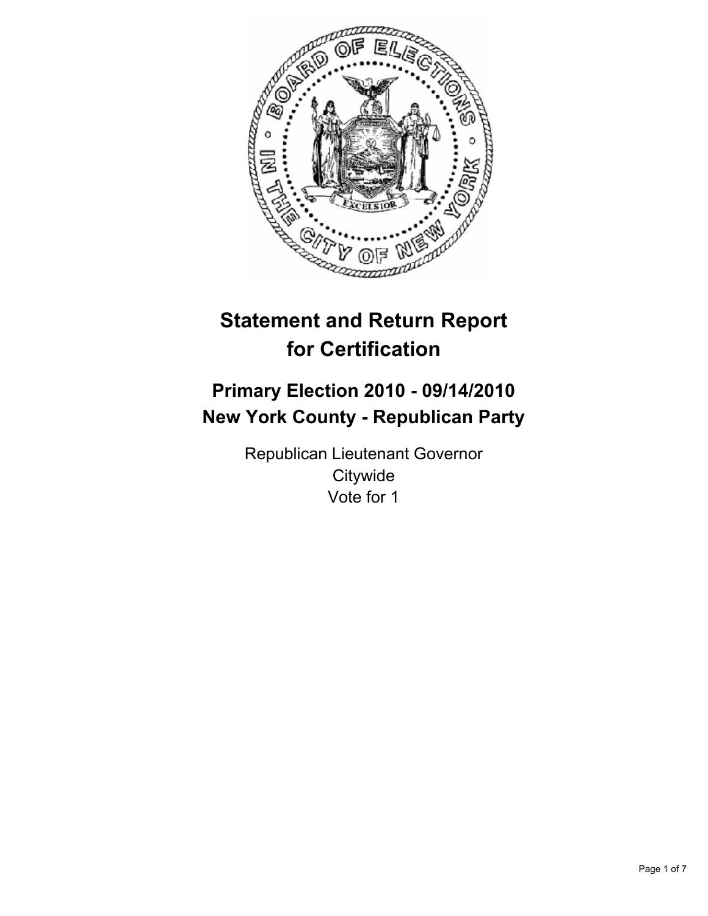# Statement and Return Report for Certification

## Primary Election 2010 - 09/14/2010
## New York County - Republican Party

Republican Lieutenant Governor
Citywide
Vote for 1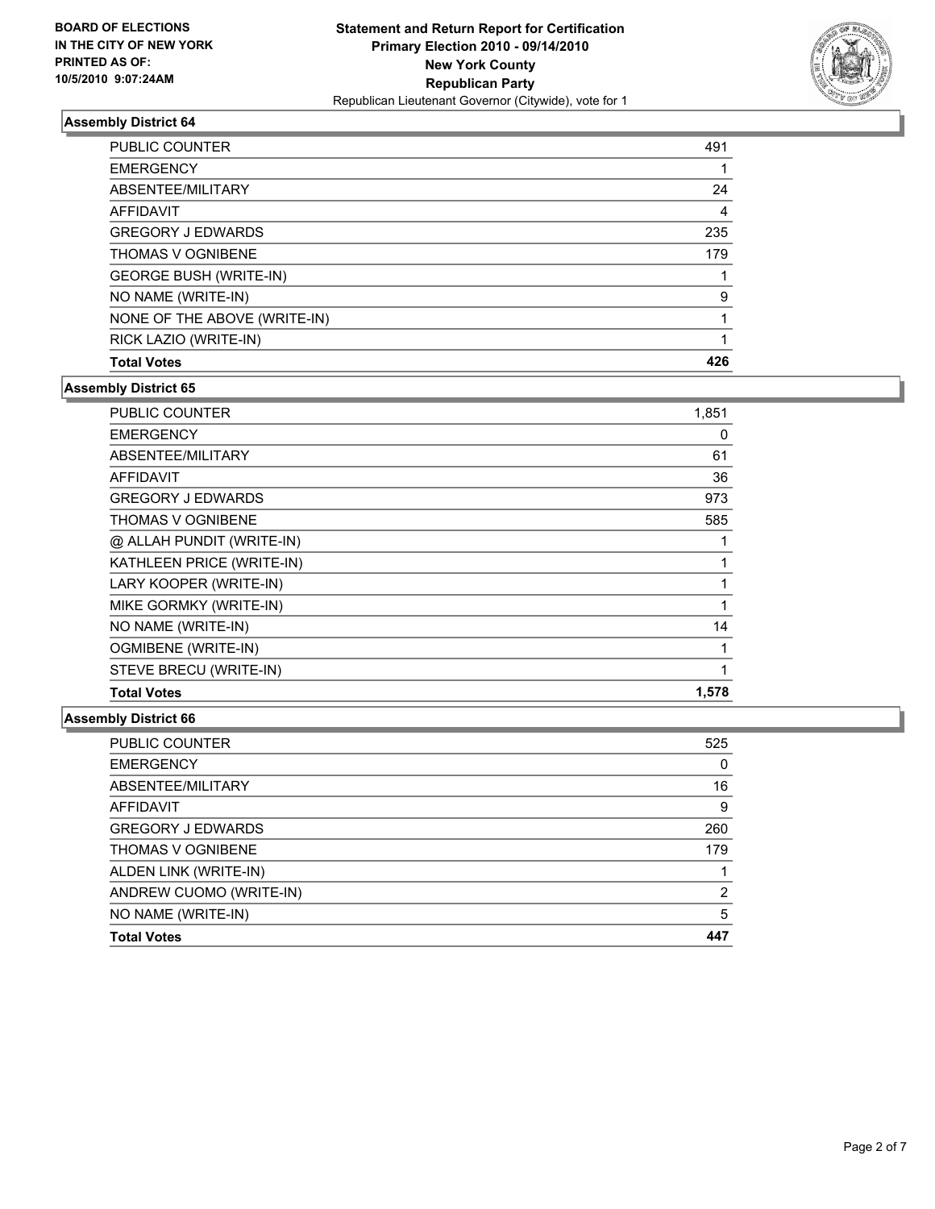**BOARD OF ELECTIONS IN THE CITY OF NEW YORK PRINTED AS OF: 10/5/2010 9:07:24AM**

**Statement and Return Report for Certification**
**Primary Election 2010 - 09/14/2010**
**New York County**
**Republican Party**
Republican Lieutenant Governor (Citywide), vote for 1

### Assembly District 64

| | |
|---|---|
| PUBLIC COUNTER | 491 |
| EMERGENCY | 1 |
| ABSENTEE/MILITARY | 24 |
| AFFIDAVIT | 4 |
| GREGORY J EDWARDS | 235 |
| THOMAS V OGNIBENE | 179 |
| GEORGE BUSH (WRITE-IN) | 1 |
| NO NAME (WRITE-IN) | 9 |
| NONE OF THE ABOVE (WRITE-IN) | 1 |
| RICK LAZIO (WRITE-IN) | 1 |
| **Total Votes** | **426** |

### Assembly District 65

| | |
|---|---|
| PUBLIC COUNTER | 1,851 |
| EMERGENCY | 0 |
| ABSENTEE/MILITARY | 61 |
| AFFIDAVIT | 36 |
| GREGORY J EDWARDS | 973 |
| THOMAS V OGNIBENE | 585 |
| @ ALLAH PUNDIT (WRITE-IN) | 1 |
| KATHLEEN PRICE (WRITE-IN) | 1 |
| LARY KOOPER (WRITE-IN) | 1 |
| MIKE GORMKY (WRITE-IN) | 1 |
| NO NAME (WRITE-IN) | 14 |
| OGMIBENE (WRITE-IN) | 1 |
| STEVE BRECU (WRITE-IN) | 1 |
| **Total Votes** | **1,578** |

### Assembly District 66

| | |
|---|---|
| PUBLIC COUNTER | 525 |
| EMERGENCY | 0 |
| ABSENTEE/MILITARY | 16 |
| AFFIDAVIT | 9 |
| GREGORY J EDWARDS | 260 |
| THOMAS V OGNIBENE | 179 |
| ALDEN LINK (WRITE-IN) | 1 |
| ANDREW CUOMO (WRITE-IN) | 2 |
| NO NAME (WRITE-IN) | 5 |
| **Total Votes** | **447** |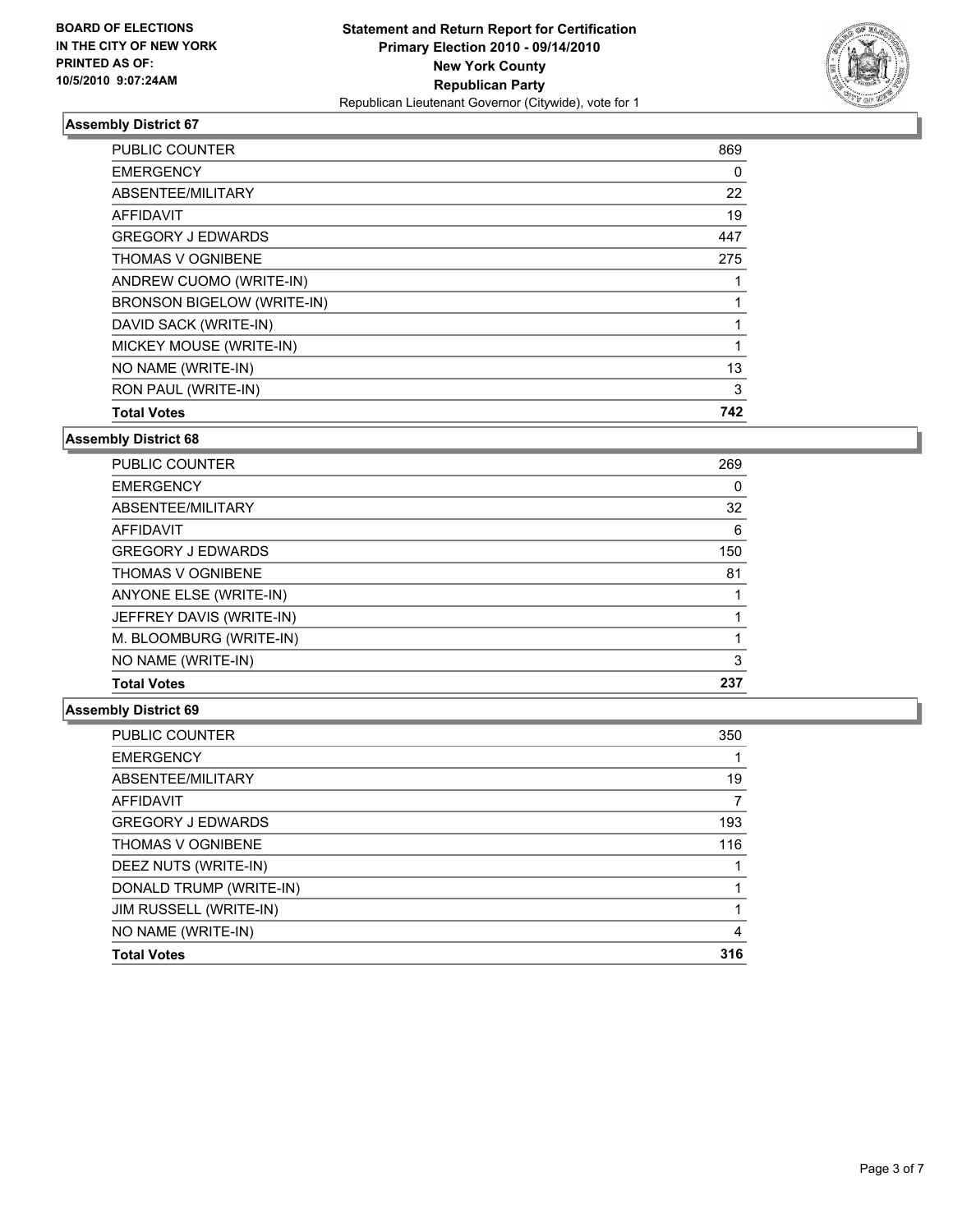BOARD OF ELECTIONS
IN THE CITY OF NEW YORK
PRINTED AS OF:
10/5/2010 9:07:24AM

**Statement and Return Report for Certification**
**Primary Election 2010 - 09/14/2010**
**New York County**
**Republican Party**
Republican Lieutenant Governor (Citywide), vote for 1

### Assembly District 67

| | |
|---|---|
| PUBLIC COUNTER | 869 |
| EMERGENCY | 0 |
| ABSENTEE/MILITARY | 22 |
| AFFIDAVIT | 19 |
| GREGORY J EDWARDS | 447 |
| THOMAS V OGNIBENE | 275 |
| ANDREW CUOMO (WRITE-IN) | 1 |
| BRONSON BIGELOW (WRITE-IN) | 1 |
| DAVID SACK (WRITE-IN) | 1 |
| MICKEY MOUSE (WRITE-IN) | 1 |
| NO NAME (WRITE-IN) | 13 |
| RON PAUL (WRITE-IN) | 3 |
| **Total Votes** | **742** |

### Assembly District 68

| | |
|---|---|
| PUBLIC COUNTER | 269 |
| EMERGENCY | 0 |
| ABSENTEE/MILITARY | 32 |
| AFFIDAVIT | 6 |
| GREGORY J EDWARDS | 150 |
| THOMAS V OGNIBENE | 81 |
| ANYONE ELSE (WRITE-IN) | 1 |
| JEFFREY DAVIS (WRITE-IN) | 1 |
| M. BLOOMBURG (WRITE-IN) | 1 |
| NO NAME (WRITE-IN) | 3 |
| **Total Votes** | **237** |

### Assembly District 69

| | |
|---|---|
| PUBLIC COUNTER | 350 |
| EMERGENCY | 1 |
| ABSENTEE/MILITARY | 19 |
| AFFIDAVIT | 7 |
| GREGORY J EDWARDS | 193 |
| THOMAS V OGNIBENE | 116 |
| DEEZ NUTS (WRITE-IN) | 1 |
| DONALD TRUMP (WRITE-IN) | 1 |
| JIM RUSSELL (WRITE-IN) | 1 |
| NO NAME (WRITE-IN) | 4 |
| **Total Votes** | **316** |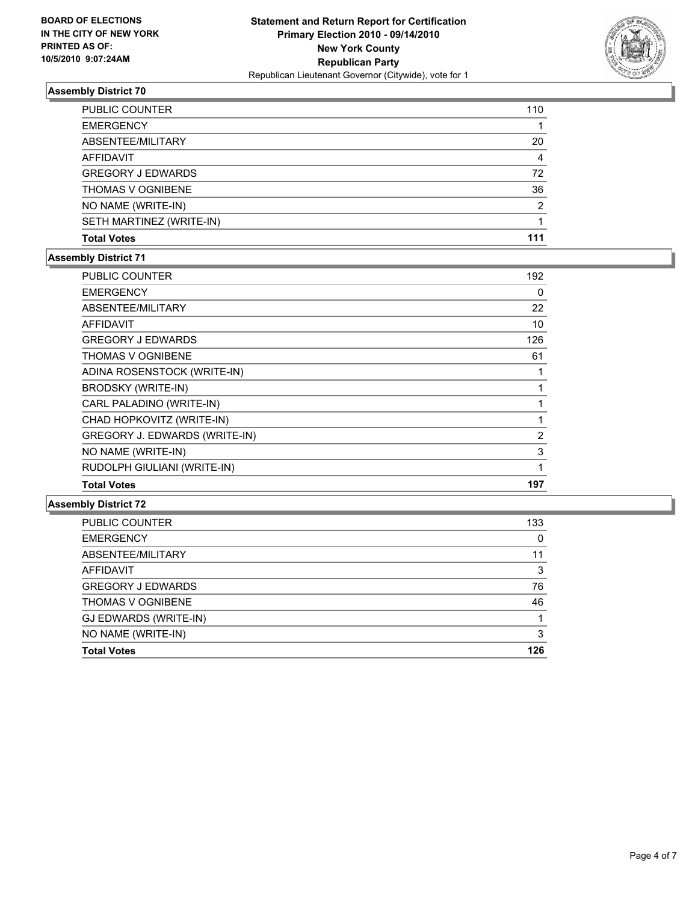**BOARD OF ELECTIONS IN THE CITY OF NEW YORK PRINTED AS OF: 10/5/2010 9:07:24AM**

**Statement and Return Report for Certification Primary Election 2010 - 09/14/2010 New York County Republican Party**
Republican Lieutenant Governor (Citywide), vote for 1

### Assembly District 70

| | |
|---|---|
| PUBLIC COUNTER | 110 |
| EMERGENCY | 1 |
| ABSENTEE/MILITARY | 20 |
| AFFIDAVIT | 4 |
| GREGORY J EDWARDS | 72 |
| THOMAS V OGNIBENE | 36 |
| NO NAME (WRITE-IN) | 2 |
| SETH MARTINEZ (WRITE-IN) | 1 |
| **Total Votes** | **111** |

### Assembly District 71

| | |
|---|---|
| PUBLIC COUNTER | 192 |
| EMERGENCY | 0 |
| ABSENTEE/MILITARY | 22 |
| AFFIDAVIT | 10 |
| GREGORY J EDWARDS | 126 |
| THOMAS V OGNIBENE | 61 |
| ADINA ROSENSTOCK (WRITE-IN) | 1 |
| BRODSKY (WRITE-IN) | 1 |
| CARL PALADINO (WRITE-IN) | 1 |
| CHAD HOPKOVITZ (WRITE-IN) | 1 |
| GREGORY J. EDWARDS (WRITE-IN) | 2 |
| NO NAME (WRITE-IN) | 3 |
| RUDOLPH GIULIANI (WRITE-IN) | 1 |
| **Total Votes** | **197** |

### Assembly District 72

| | |
|---|---|
| PUBLIC COUNTER | 133 |
| EMERGENCY | 0 |
| ABSENTEE/MILITARY | 11 |
| AFFIDAVIT | 3 |
| GREGORY J EDWARDS | 76 |
| THOMAS V OGNIBENE | 46 |
| GJ EDWARDS (WRITE-IN) | 1 |
| NO NAME (WRITE-IN) | 3 |
| **Total Votes** | **126** |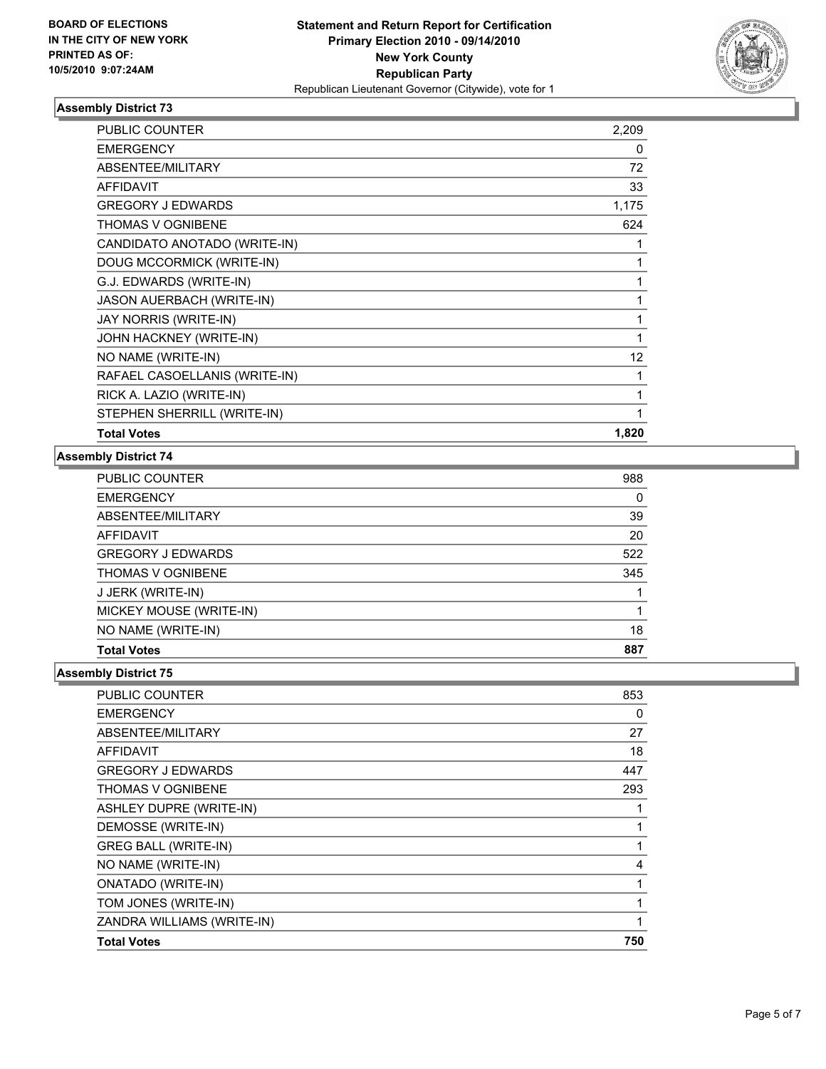**BOARD OF ELECTIONS IN THE CITY OF NEW YORK PRINTED AS OF: 10/5/2010 9:07:24AM**

# Statement and Return Report for Certification
## Primary Election 2010 - 09/14/2010
## New York County
## Republican Party
Republican Lieutenant Governor (Citywide), vote for 1

### Assembly District 73

| | |
|---|---|
| PUBLIC COUNTER | 2,209 |
| EMERGENCY | 0 |
| ABSENTEE/MILITARY | 72 |
| AFFIDAVIT | 33 |
| GREGORY J EDWARDS | 1,175 |
| THOMAS V OGNIBENE | 624 |
| CANDIDATO ANOTADO (WRITE-IN) | 1 |
| DOUG MCCORMICK (WRITE-IN) | 1 |
| G.J. EDWARDS (WRITE-IN) | 1 |
| JASON AUERBACH (WRITE-IN) | 1 |
| JAY NORRIS (WRITE-IN) | 1 |
| JOHN HACKNEY (WRITE-IN) | 1 |
| NO NAME (WRITE-IN) | 12 |
| RAFAEL CASOELLANIS (WRITE-IN) | 1 |
| RICK A. LAZIO (WRITE-IN) | 1 |
| STEPHEN SHERRILL (WRITE-IN) | 1 |
| **Total Votes** | **1,820** |

### Assembly District 74

| | |
|---|---|
| PUBLIC COUNTER | 988 |
| EMERGENCY | 0 |
| ABSENTEE/MILITARY | 39 |
| AFFIDAVIT | 20 |
| GREGORY J EDWARDS | 522 |
| THOMAS V OGNIBENE | 345 |
| J JERK (WRITE-IN) | 1 |
| MICKEY MOUSE (WRITE-IN) | 1 |
| NO NAME (WRITE-IN) | 18 |
| **Total Votes** | **887** |

### Assembly District 75

| | |
|---|---|
| PUBLIC COUNTER | 853 |
| EMERGENCY | 0 |
| ABSENTEE/MILITARY | 27 |
| AFFIDAVIT | 18 |
| GREGORY J EDWARDS | 447 |
| THOMAS V OGNIBENE | 293 |
| ASHLEY DUPRE (WRITE-IN) | 1 |
| DEMOSSE (WRITE-IN) | 1 |
| GREG BALL (WRITE-IN) | 1 |
| NO NAME (WRITE-IN) | 4 |
| ONATADO (WRITE-IN) | 1 |
| TOM JONES (WRITE-IN) | 1 |
| ZANDRA WILLIAMS (WRITE-IN) | 1 |
| **Total Votes** | **750** |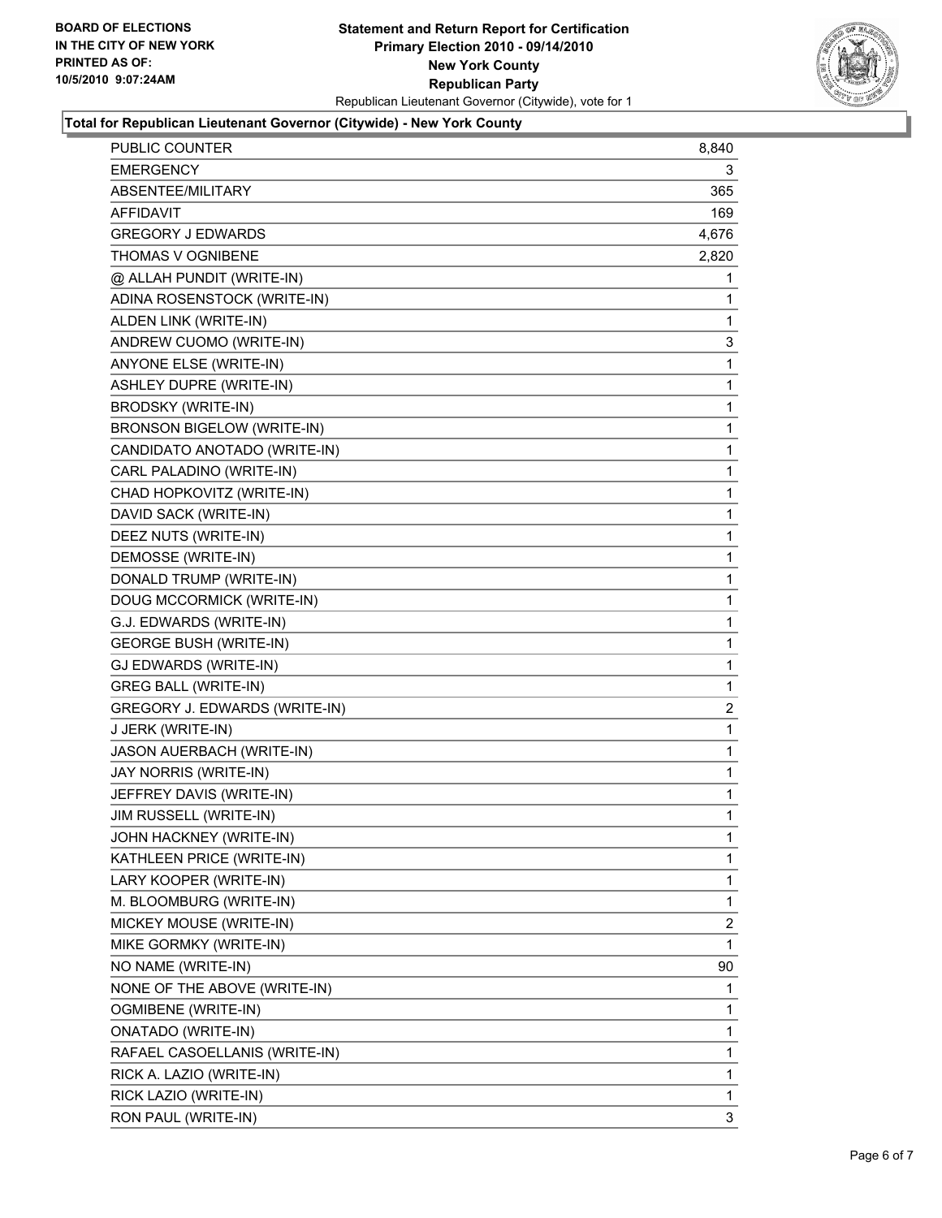**BOARD OF ELECTIONS IN THE CITY OF NEW YORK PRINTED AS OF: 10/5/2010 9:07:24AM**

**Statement and Return Report for Certification
Primary Election 2010 - 09/14/2010
New York County
Republican Party**
Republican Lieutenant Governor (Citywide), vote for 1

**Total for Republican Lieutenant Governor (Citywide) - New York County**

| | |
|---|---|
| PUBLIC COUNTER | 8,840 |
| EMERGENCY | 3 |
| ABSENTEE/MILITARY | 365 |
| AFFIDAVIT | 169 |
| GREGORY J EDWARDS | 4,676 |
| THOMAS V OGNIBENE | 2,820 |
| @ ALLAH PUNDIT (WRITE-IN) | 1 |
| ADINA ROSENSTOCK (WRITE-IN) | 1 |
| ALDEN LINK (WRITE-IN) | 1 |
| ANDREW CUOMO (WRITE-IN) | 3 |
| ANYONE ELSE (WRITE-IN) | 1 |
| ASHLEY DUPRE (WRITE-IN) | 1 |
| BRODSKY (WRITE-IN) | 1 |
| BRONSON BIGELOW (WRITE-IN) | 1 |
| CANDIDATO ANOTADO (WRITE-IN) | 1 |
| CARL PALADINO (WRITE-IN) | 1 |
| CHAD HOPKOVITZ (WRITE-IN) | 1 |
| DAVID SACK (WRITE-IN) | 1 |
| DEEZ NUTS (WRITE-IN) | 1 |
| DEMOSSE (WRITE-IN) | 1 |
| DONALD TRUMP (WRITE-IN) | 1 |
| DOUG MCCORMICK (WRITE-IN) | 1 |
| G.J. EDWARDS (WRITE-IN) | 1 |
| GEORGE BUSH (WRITE-IN) | 1 |
| GJ EDWARDS (WRITE-IN) | 1 |
| GREG BALL (WRITE-IN) | 1 |
| GREGORY J. EDWARDS (WRITE-IN) | 2 |
| J JERK (WRITE-IN) | 1 |
| JASON AUERBACH (WRITE-IN) | 1 |
| JAY NORRIS (WRITE-IN) | 1 |
| JEFFREY DAVIS (WRITE-IN) | 1 |
| JIM RUSSELL (WRITE-IN) | 1 |
| JOHN HACKNEY (WRITE-IN) | 1 |
| KATHLEEN PRICE (WRITE-IN) | 1 |
| LARY KOOPER (WRITE-IN) | 1 |
| M. BLOOMBURG (WRITE-IN) | 1 |
| MICKEY MOUSE (WRITE-IN) | 2 |
| MIKE GORMKY (WRITE-IN) | 1 |
| NO NAME (WRITE-IN) | 90 |
| NONE OF THE ABOVE (WRITE-IN) | 1 |
| OGMIBENE (WRITE-IN) | 1 |
| ONATADO (WRITE-IN) | 1 |
| RAFAEL CASOELLANIS (WRITE-IN) | 1 |
| RICK A. LAZIO (WRITE-IN) | 1 |
| RICK LAZIO (WRITE-IN) | 1 |
| RON PAUL (WRITE-IN) | 3 |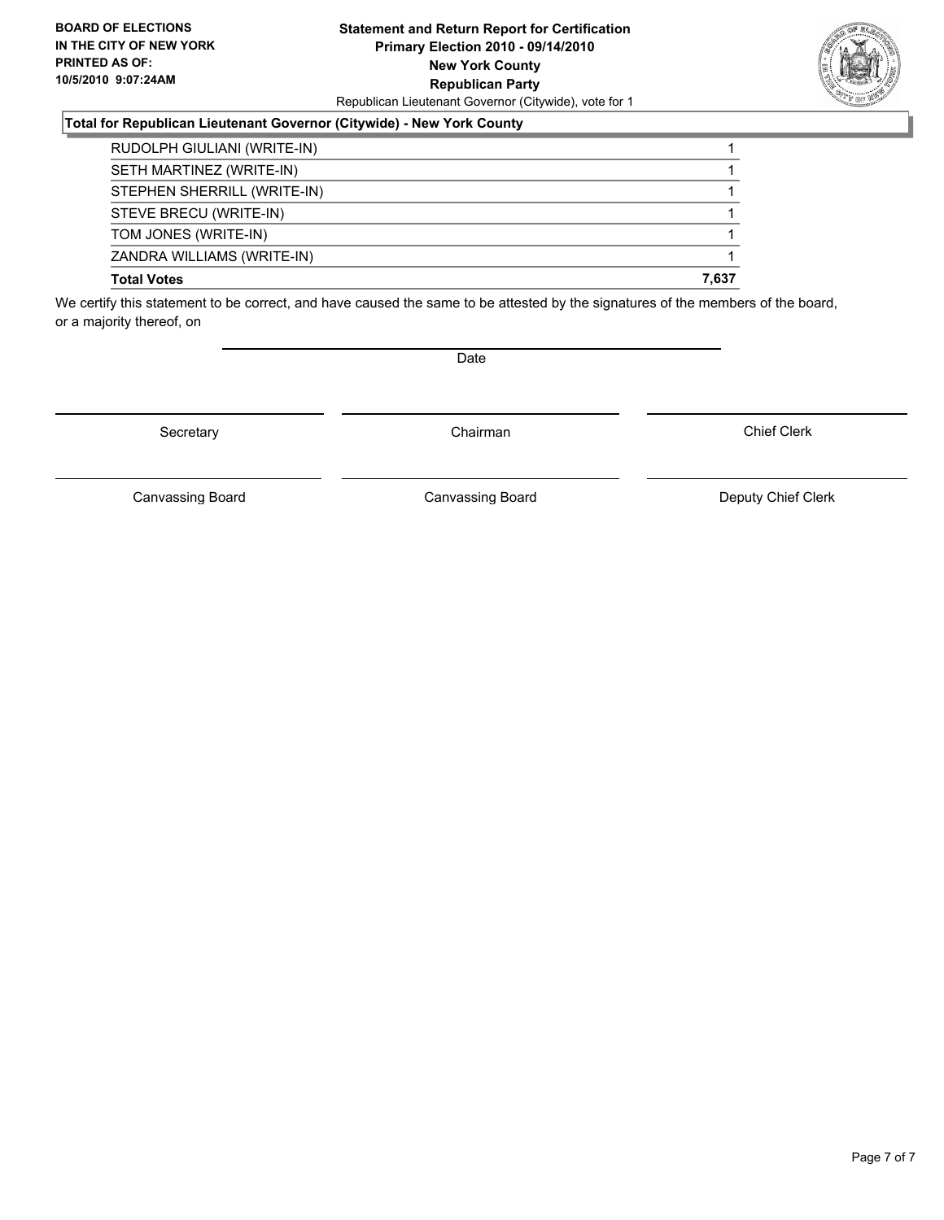**BOARD OF ELECTIONS IN THE CITY OF NEW YORK PRINTED AS OF: 10/5/2010 9:07:24AM**

**Statement and Return Report for Certification Primary Election 2010 - 09/14/2010 New York County Republican Party**

Republican Lieutenant Governor (Citywide), vote for 1

**Total for Republican Lieutenant Governor (Citywide) - New York County**

| | |
|---|---|
| RUDOLPH GIULIANI (WRITE-IN) | 1 |
| SETH MARTINEZ (WRITE-IN) | 1 |
| STEPHEN SHERRILL (WRITE-IN) | 1 |
| STEVE BRECU (WRITE-IN) | 1 |
| TOM JONES (WRITE-IN) | 1 |
| ZANDRA WILLIAMS (WRITE-IN) | 1 |
| **Total Votes** | **7,637** |

We certify this statement to be correct, and have caused the same to be attested by the signatures of the members of the board, or a majority thereof, on

Date

| | | |
|---|---|---|
| Secretary | Chairman | Chief Clerk |
| Canvassing Board | Canvassing Board | Deputy Chief Clerk |